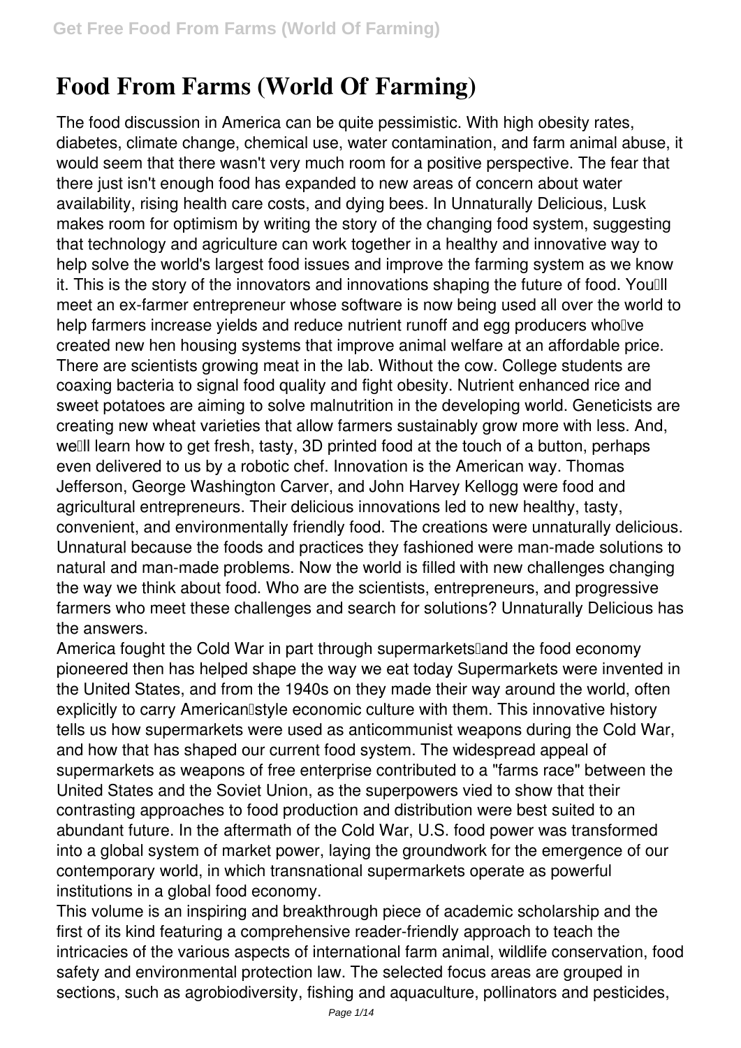# Food From Farms (World Of Farming)

The food discussion in America can be quite pessimistic. With high obesity rates, diabetes, climate change, chemical use, water contamination, and farm animal abuse, it would seem that there wasn't very much room for a positive perspective. The fear that there just isn't enough food has expanded to new areas of concern about water availability, rising health care costs, and dying bees. In Unnaturally Delicious, Lusk makes room for optimism by writing the story of the changing food system, suggesting that technology and agriculture can work together in a healthy and innovative way to help solve the world's largest food issues and improve the farming system as we know it. This is the story of the innovators and innovations shaping the future of food. You'll meet an ex-farmer entrepreneur whose software is now being used all over the world to help farmers increase yields and reduce nutrient runoff and egg producers who've created new hen housing systems that improve animal welfare at an affordable price. There are scientists growing meat in the lab. Without the cow. College students are coaxing bacteria to signal food quality and fight obesity. Nutrient enhanced rice and sweet potatoes are aiming to solve malnutrition in the developing world. Geneticists are creating new wheat varieties that allow farmers sustainably grow more with less. And, we'll learn how to get fresh, tasty, 3D printed food at the touch of a button, perhaps even delivered to us by a robotic chef. Innovation is the American way. Thomas Jefferson, George Washington Carver, and John Harvey Kellogg were food and agricultural entrepreneurs. Their delicious innovations led to new healthy, tasty, convenient, and environmentally friendly food. The creations were unnaturally delicious. Unnatural because the foods and practices they fashioned were man-made solutions to natural and man-made problems. Now the world is filled with new challenges changing the way we think about food. Who are the scientists, entrepreneurs, and progressive farmers who meet these challenges and search for solutions? Unnaturally Delicious has the answers.

America fought the Cold War in part through supermarkets—and the food economy pioneered then has helped shape the way we eat today Supermarkets were invented in the United States, and from the 1940s on they made their way around the world, often explicitly to carry American–style economic culture with them. This innovative history tells us how supermarkets were used as anticommunist weapons during the Cold War, and how that has shaped our current food system. The widespread appeal of supermarkets as weapons of free enterprise contributed to a "farms race" between the United States and the Soviet Union, as the superpowers vied to show that their contrasting approaches to food production and distribution were best suited to an abundant future. In the aftermath of the Cold War, U.S. food power was transformed into a global system of market power, laying the groundwork for the emergence of our contemporary world, in which transnational supermarkets operate as powerful institutions in a global food economy.

This volume is an inspiring and breakthrough piece of academic scholarship and the first of its kind featuring a comprehensive reader-friendly approach to teach the intricacies of the various aspects of international farm animal, wildlife conservation, food safety and environmental protection law. The selected focus areas are grouped in sections, such as agrobiodiversity, fishing and aquaculture, pollinators and pesticides,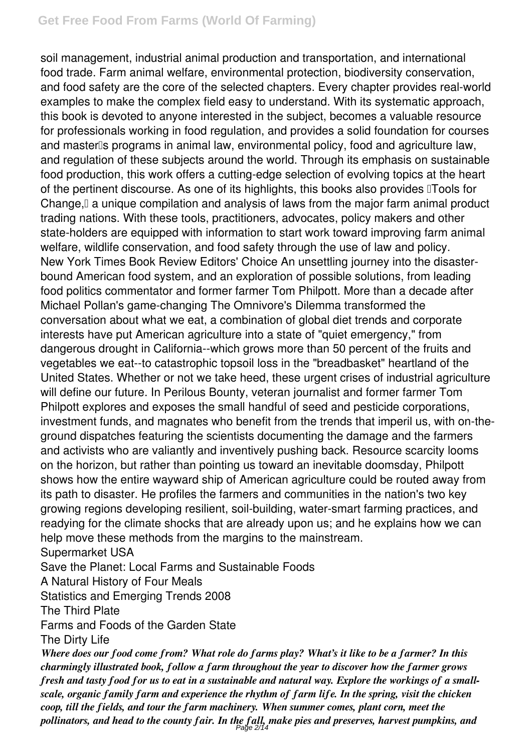soil management, industrial animal production and transportation, and international food trade. Farm animal welfare, environmental protection, biodiversity conservation, and food safety are the core of the selected chapters. Every chapter provides real-world examples to make the complex field easy to understand. With its systematic approach, this book is devoted to anyone interested in the subject, becomes a valuable resource for professionals working in food regulation, and provides a solid foundation for courses and master's programs in animal law, environmental policy, food and agriculture law, and regulation of these subjects around the world. Through its emphasis on sustainable food production, this work offers a cutting-edge selection of evolving topics at the heart of the pertinent discourse. As one of its highlights, this books also provides "Tools for Change," a unique compilation and analysis of laws from the major farm animal product trading nations. With these tools, practitioners, advocates, policy makers and other state-holders are equipped with information to start work toward improving farm animal welfare, wildlife conservation, and food safety through the use of law and policy.

New York Times Book Review Editors' Choice An unsettling journey into the disaster-bound American food system, and an exploration of possible solutions, from leading food politics commentator and former farmer Tom Philpott. More than a decade after Michael Pollan's game-changing The Omnivore's Dilemma transformed the conversation about what we eat, a combination of global diet trends and corporate interests have put American agriculture into a state of "quiet emergency," from dangerous drought in California--which grows more than 50 percent of the fruits and vegetables we eat--to catastrophic topsoil loss in the "breadbasket" heartland of the United States. Whether or not we take heed, these urgent crises of industrial agriculture will define our future. In Perilous Bounty, veteran journalist and former farmer Tom Philpott explores and exposes the small handful of seed and pesticide corporations, investment funds, and magnates who benefit from the trends that imperil us, with on-the-ground dispatches featuring the scientists documenting the damage and the farmers and activists who are valiantly and inventively pushing back. Resource scarcity looms on the horizon, but rather than pointing us toward an inevitable doomsday, Philpott shows how the entire wayward ship of American agriculture could be routed away from its path to disaster. He profiles the farmers and communities in the nation's two key growing regions developing resilient, soil-building, water-smart farming practices, and readying for the climate shocks that are already upon us; and he explains how we can help move these methods from the margins to the mainstream.

Supermarket USA

Save the Planet: Local Farms and Sustainable Foods

A Natural History of Four Meals

Statistics and Emerging Trends 2008

The Third Plate

Farms and Foods of the Garden State

The Dirty Life

***Where does our food come from? What role do farms play? What's it like to be a farmer? In this charmingly illustrated book, follow a farm throughout the year to discover how the farmer grows fresh and tasty food for us to eat in a sustainable and natural way. Explore the workings of a small-scale, organic family farm and experience the rhythm of farm life. In the spring, visit the chicken coop, till the fields, and tour the farm machinery. When summer comes, plant corn, meet the pollinators, and head to the county fair. In the fall, make pies and preserves, harvest pumpkins, and***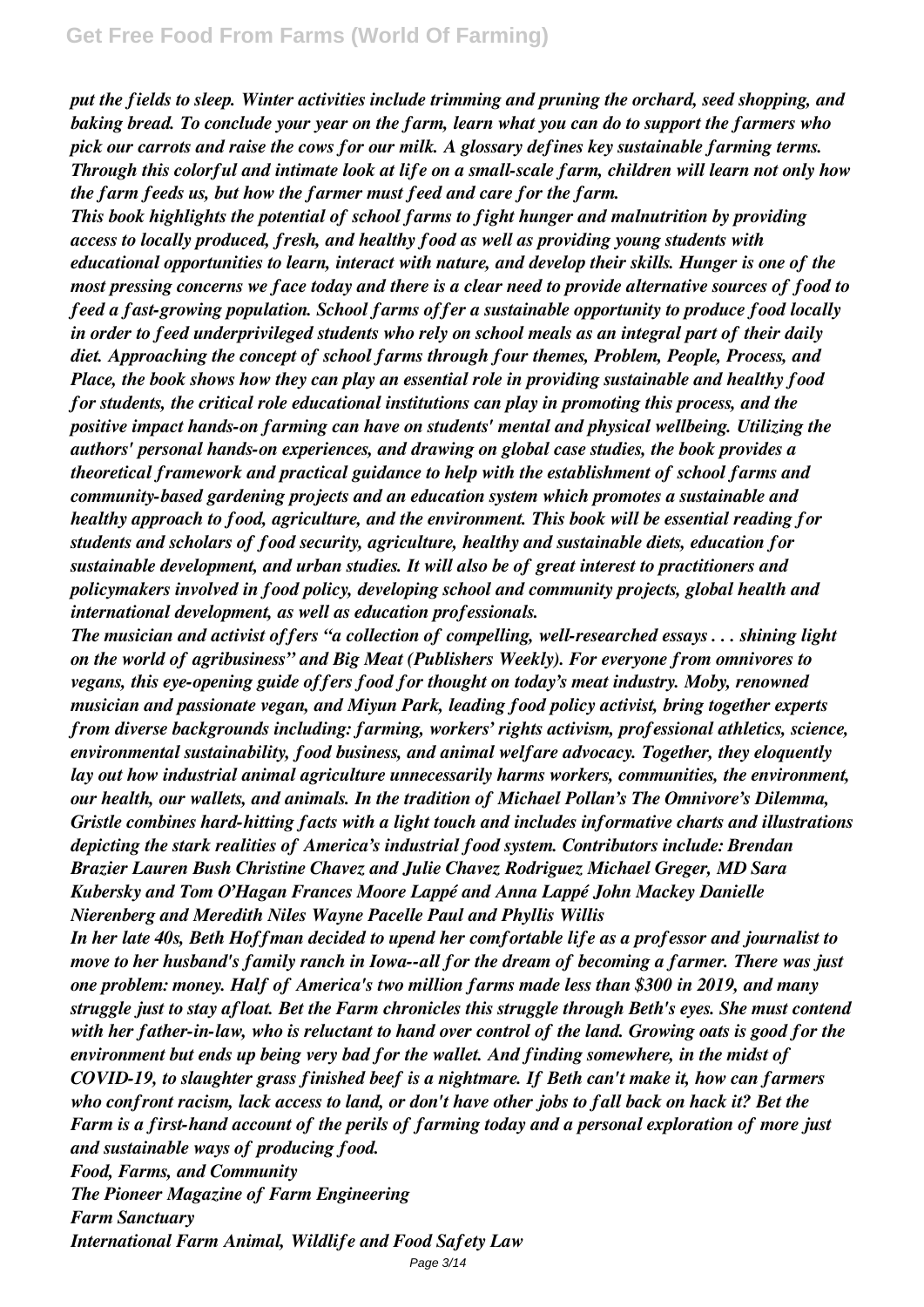*put the fields to sleep. Winter activities include trimming and pruning the orchard, seed shopping, and baking bread. To conclude your year on the farm, learn what you can do to support the farmers who pick our carrots and raise the cows for our milk. A glossary defines key sustainable farming terms. Through this colorful and intimate look at life on a small-scale farm, children will learn not only how the farm feeds us, but how the farmer must feed and care for the farm.*

*This book highlights the potential of school farms to fight hunger and malnutrition by providing access to locally produced, fresh, and healthy food as well as providing young students with educational opportunities to learn, interact with nature, and develop their skills. Hunger is one of the most pressing concerns we face today and there is a clear need to provide alternative sources of food to feed a fast-growing population. School farms offer a sustainable opportunity to produce food locally in order to feed underprivileged students who rely on school meals as an integral part of their daily diet. Approaching the concept of school farms through four themes, Problem, People, Process, and Place, the book shows how they can play an essential role in providing sustainable and healthy food for students, the critical role educational institutions can play in promoting this process, and the positive impact hands-on farming can have on students' mental and physical wellbeing. Utilizing the authors' personal hands-on experiences, and drawing on global case studies, the book provides a theoretical framework and practical guidance to help with the establishment of school farms and community-based gardening projects and an education system which promotes a sustainable and healthy approach to food, agriculture, and the environment. This book will be essential reading for students and scholars of food security, agriculture, healthy and sustainable diets, education for sustainable development, and urban studies. It will also be of great interest to practitioners and policymakers involved in food policy, developing school and community projects, global health and international development, as well as education professionals.*

*The musician and activist offers "a collection of compelling, well-researched essays . . . shining light on the world of agribusiness" and Big Meat (Publishers Weekly). For everyone from omnivores to vegans, this eye-opening guide offers food for thought on today's meat industry. Moby, renowned musician and passionate vegan, and Miyun Park, leading food policy activist, bring together experts from diverse backgrounds including: farming, workers' rights activism, professional athletics, science, environmental sustainability, food business, and animal welfare advocacy. Together, they eloquently lay out how industrial animal agriculture unnecessarily harms workers, communities, the environment, our health, our wallets, and animals. In the tradition of Michael Pollan's The Omnivore's Dilemma, Gristle combines hard-hitting facts with a light touch and includes informative charts and illustrations depicting the stark realities of America's industrial food system. Contributors include: Brendan Brazier Lauren Bush Christine Chavez and Julie Chavez Rodriguez Michael Greger, MD Sara Kubersky and Tom O'Hagan Frances Moore Lappé and Anna Lappé John Mackey Danielle Nierenberg and Meredith Niles Wayne Pacelle Paul and Phyllis Willis*

*In her late 40s, Beth Hoffman decided to upend her comfortable life as a professor and journalist to move to her husband's family ranch in Iowa--all for the dream of becoming a farmer. There was just one problem: money. Half of America's two million farms made less than $300 in 2019, and many struggle just to stay afloat. Bet the Farm chronicles this struggle through Beth's eyes. She must contend with her father-in-law, who is reluctant to hand over control of the land. Growing oats is good for the environment but ends up being very bad for the wallet. And finding somewhere, in the midst of COVID-19, to slaughter grass finished beef is a nightmare. If Beth can't make it, how can farmers who confront racism, lack access to land, or don't have other jobs to fall back on hack it? Bet the Farm is a first-hand account of the perils of farming today and a personal exploration of more just and sustainable ways of producing food.*

*Food, Farms, and Community*

*The Pioneer Magazine of Farm Engineering*

*Farm Sanctuary*

*International Farm Animal, Wildlife and Food Safety Law*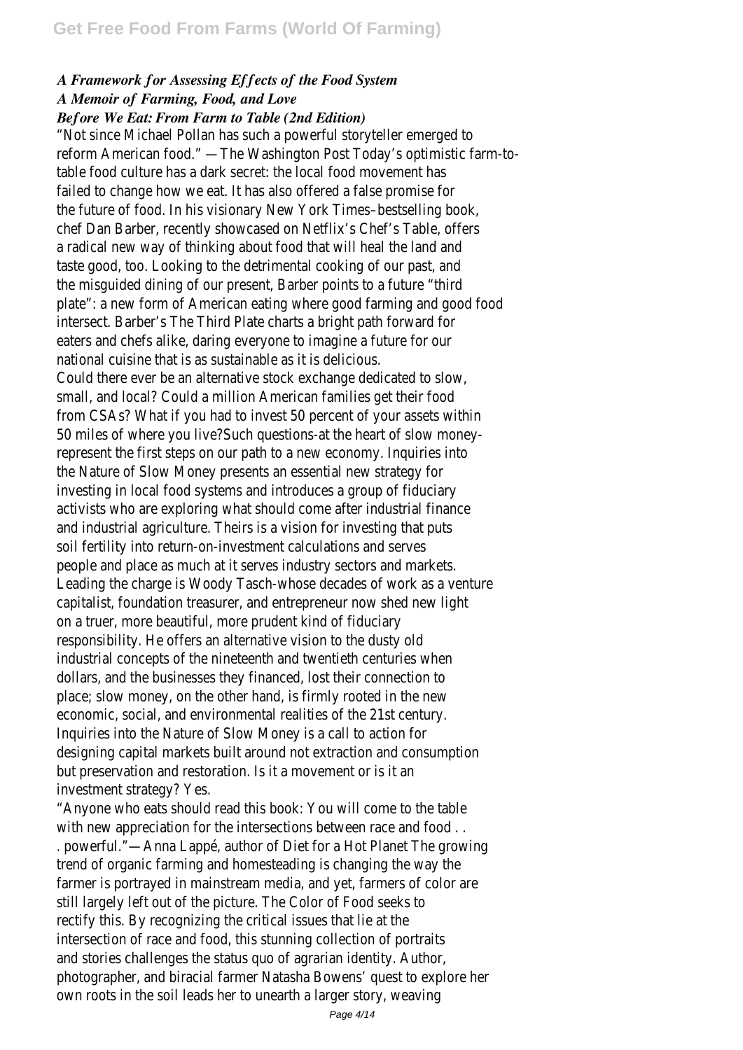*A Framework for Assessing Effects of the Food System*
*A Memoir of Farming, Food, and Love*
*Before We Eat: From Farm to Table (2nd Edition)*

"Not since Michael Pollan has such a powerful storyteller emerged to reform American food." —The Washington Post Today's optimistic farm-to-table food culture has a dark secret: the local food movement has failed to change how we eat. It has also offered a false promise for the future of food. In his visionary New York Times–bestselling book, chef Dan Barber, recently showcased on Netflix's Chef's Table, offers a radical new way of thinking about food that will heal the land and taste good, too. Looking to the detrimental cooking of our past, and the misguided dining of our present, Barber points to a future "third plate": a new form of American eating where good farming and good food intersect. Barber's The Third Plate charts a bright path forward for eaters and chefs alike, daring everyone to imagine a future for our national cuisine that is as sustainable as it is delicious.

Could there ever be an alternative stock exchange dedicated to slow, small, and local? Could a million American families get their food from CSAs? What if you had to invest 50 percent of your assets within 50 miles of where you live?Such questions-at the heart of slow money-represent the first steps on our path to a new economy. Inquiries into the Nature of Slow Money presents an essential new strategy for investing in local food systems and introduces a group of fiduciary activists who are exploring what should come after industrial finance and industrial agriculture. Theirs is a vision for investing that puts soil fertility into return-on-investment calculations and serves people and place as much at it serves industry sectors and markets. Leading the charge is Woody Tasch-whose decades of work as a venture capitalist, foundation treasurer, and entrepreneur now shed new light on a truer, more beautiful, more prudent kind of fiduciary responsibility. He offers an alternative vision to the dusty old industrial concepts of the nineteenth and twentieth centuries when dollars, and the businesses they financed, lost their connection to place; slow money, on the other hand, is firmly rooted in the new economic, social, and environmental realities of the 21st century. Inquiries into the Nature of Slow Money is a call to action for designing capital markets built around not extraction and consumption but preservation and restoration. Is it a movement or is it an investment strategy? Yes.

"Anyone who eats should read this book: You will come to the table with new appreciation for the intersections between race and food . . . powerful."—Anna Lappé, author of Diet for a Hot Planet The growing trend of organic farming and homesteading is changing the way the farmer is portrayed in mainstream media, and yet, farmers of color are still largely left out of the picture. The Color of Food seeks to rectify this. By recognizing the critical issues that lie at the intersection of race and food, this stunning collection of portraits and stories challenges the status quo of agrarian identity. Author, photographer, and biracial farmer Natasha Bowens' quest to explore her own roots in the soil leads her to unearth a larger story, weaving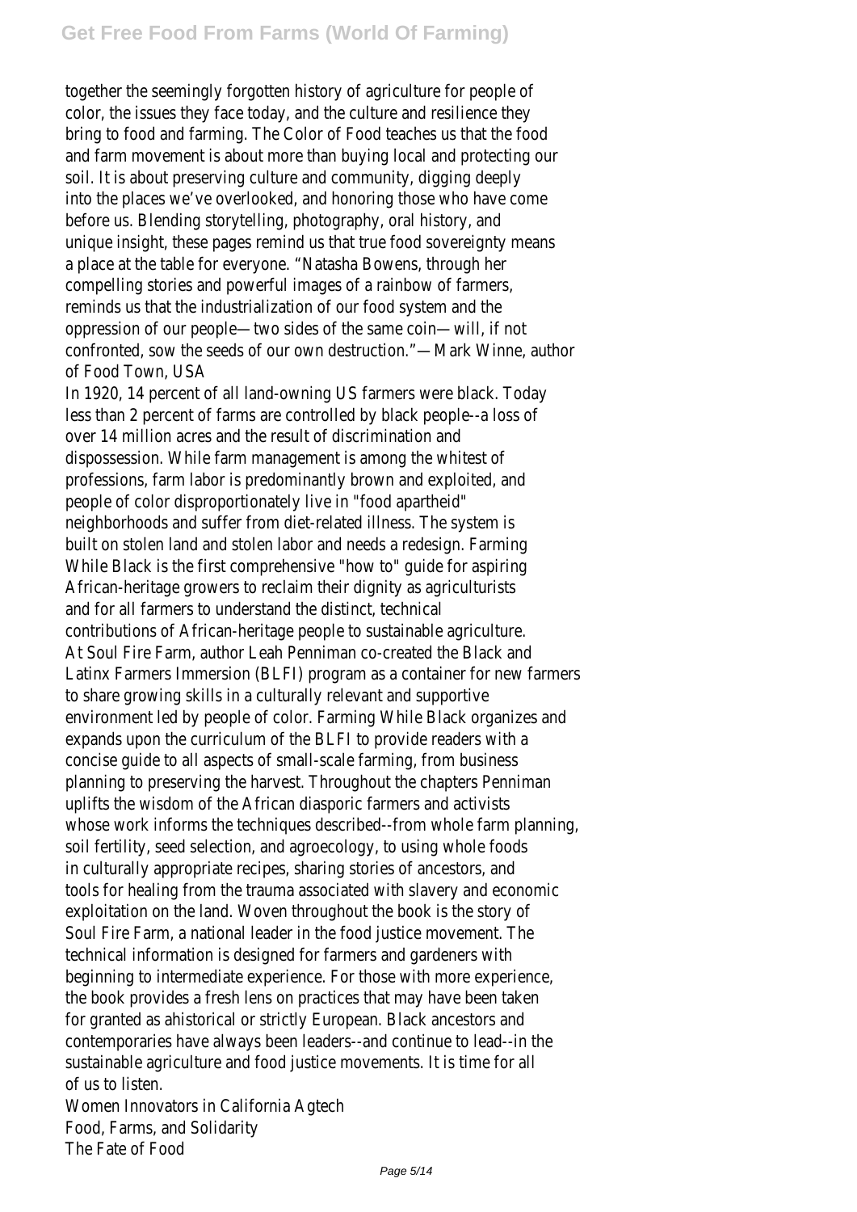together the seemingly forgotten history of agriculture for people of color, the issues they face today, and the culture and resilience they bring to food and farming. The Color of Food teaches us that the food and farm movement is about more than buying local and protecting our soil. It is about preserving culture and community, digging deeply into the places we've overlooked, and honoring those who have come before us. Blending storytelling, photography, oral history, and unique insight, these pages remind us that true food sovereignty means a place at the table for everyone. "Natasha Bowens, through her compelling stories and powerful images of a rainbow of farmers, reminds us that the industrialization of our food system and the oppression of our people—two sides of the same coin—will, if not confronted, sow the seeds of our own destruction."—Mark Winne, author of Food Town, USA

In 1920, 14 percent of all land-owning US farmers were black. Today less than 2 percent of farms are controlled by black people--a loss of over 14 million acres and the result of discrimination and dispossession. While farm management is among the whitest of professions, farm labor is predominantly brown and exploited, and people of color disproportionately live in "food apartheid" neighborhoods and suffer from diet-related illness. The system is built on stolen land and stolen labor and needs a redesign. Farming While Black is the first comprehensive "how to" guide for aspiring African-heritage growers to reclaim their dignity as agriculturists and for all farmers to understand the distinct, technical contributions of African-heritage people to sustainable agriculture. At Soul Fire Farm, author Leah Penniman co-created the Black and Latinx Farmers Immersion (BLFI) program as a container for new farmers to share growing skills in a culturally relevant and supportive environment led by people of color. Farming While Black organizes and expands upon the curriculum of the BLFI to provide readers with a concise guide to all aspects of small-scale farming, from business planning to preserving the harvest. Throughout the chapters Penniman uplifts the wisdom of the African diasporic farmers and activists whose work informs the techniques described--from whole farm planning, soil fertility, seed selection, and agroecology, to using whole foods in culturally appropriate recipes, sharing stories of ancestors, and tools for healing from the trauma associated with slavery and economic exploitation on the land. Woven throughout the book is the story of Soul Fire Farm, a national leader in the food justice movement. The technical information is designed for farmers and gardeners with beginning to intermediate experience. For those with more experience, the book provides a fresh lens on practices that may have been taken for granted as ahistorical or strictly European. Black ancestors and contemporaries have always been leaders--and continue to lead--in the sustainable agriculture and food justice movements. It is time for all of us to listen.

Women Innovators in California Agtech

Food, Farms, and Solidarity

The Fate of Food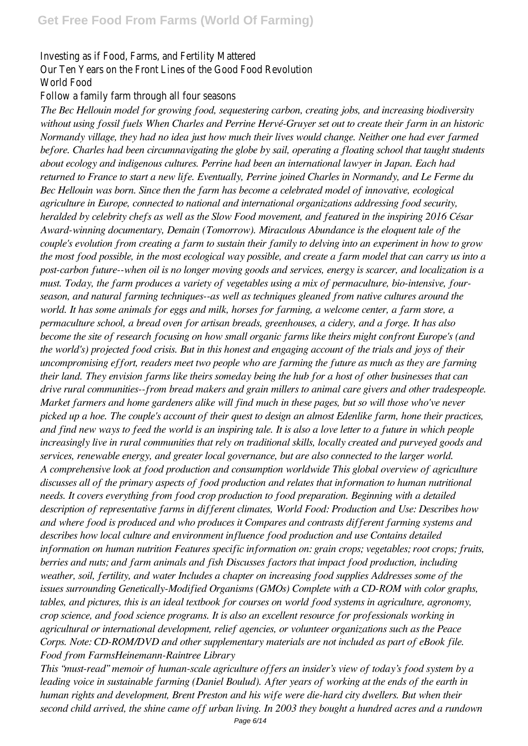Investing as if Food, Farms, and Fertility Mattered
Our Ten Years on the Front Lines of the Good Food Revolution
World Food
Follow a family farm through all four seasons

*The Bec Hellouin model for growing food, sequestering carbon, creating jobs, and increasing biodiversity without using fossil fuels When Charles and Perrine Hervé-Gruyer set out to create their farm in an historic Normandy village, they had no idea just how much their lives would change. Neither one had ever farmed before. Charles had been circumnavigating the globe by sail, operating a floating school that taught students about ecology and indigenous cultures. Perrine had been an international lawyer in Japan. Each had returned to France to start a new life. Eventually, Perrine joined Charles in Normandy, and Le Ferme du Bec Hellouin was born. Since then the farm has become a celebrated model of innovative, ecological agriculture in Europe, connected to national and international organizations addressing food security, heralded by celebrity chefs as well as the Slow Food movement, and featured in the inspiring 2016 César Award-winning documentary, Demain (Tomorrow). Miraculous Abundance is the eloquent tale of the couple's evolution from creating a farm to sustain their family to delving into an experiment in how to grow the most food possible, in the most ecological way possible, and create a farm model that can carry us into a post-carbon future--when oil is no longer moving goods and services, energy is scarcer, and localization is a must. Today, the farm produces a variety of vegetables using a mix of permaculture, bio-intensive, four-season, and natural farming techniques--as well as techniques gleaned from native cultures around the world. It has some animals for eggs and milk, horses for farming, a welcome center, a farm store, a permaculture school, a bread oven for artisan breads, greenhouses, a cidery, and a forge. It has also become the site of research focusing on how small organic farms like theirs might confront Europe's (and the world's) projected food crisis. But in this honest and engaging account of the trials and joys of their uncompromising effort, readers meet two people who are farming the future as much as they are farming their land. They envision farms like theirs someday being the hub for a host of other businesses that can drive rural communities--from bread makers and grain millers to animal care givers and other tradespeople. Market farmers and home gardeners alike will find much in these pages, but so will those who've never picked up a hoe. The couple's account of their quest to design an almost Edenlike farm, hone their practices, and find new ways to feed the world is an inspiring tale. It is also a love letter to a future in which people increasingly live in rural communities that rely on traditional skills, locally created and purveyed goods and services, renewable energy, and greater local governance, but are also connected to the larger world.*

*A comprehensive look at food production and consumption worldwide This global overview of agriculture discusses all of the primary aspects of food production and relates that information to human nutritional needs. It covers everything from food crop production to food preparation. Beginning with a detailed description of representative farms in different climates, World Food: Production and Use: Describes how and where food is produced and who produces it Compares and contrasts different farming systems and describes how local culture and environment influence food production and use Contains detailed information on human nutrition Features specific information on: grain crops; vegetables; root crops; fruits, berries and nuts; and farm animals and fish Discusses factors that impact food production, including weather, soil, fertility, and water Includes a chapter on increasing food supplies Addresses some of the issues surrounding Genetically-Modified Organisms (GMOs) Complete with a CD-ROM with color graphs, tables, and pictures, this is an ideal textbook for courses on world food systems in agriculture, agronomy, crop science, and food science programs. It is also an excellent resource for professionals working in agricultural or international development, relief agencies, or volunteer organizations such as the Peace Corps. Note: CD-ROM/DVD and other supplementary materials are not included as part of eBook file.*

*Food from FarmsHeinemann-Raintree Library*

*This "must-read" memoir of human-scale agriculture offers an insider's view of today's food system by a leading voice in sustainable farming (Daniel Boulud). After years of working at the ends of the earth in human rights and development, Brent Preston and his wife were die-hard city dwellers. But when their second child arrived, the shine came off urban living. In 2003 they bought a hundred acres and a rundown*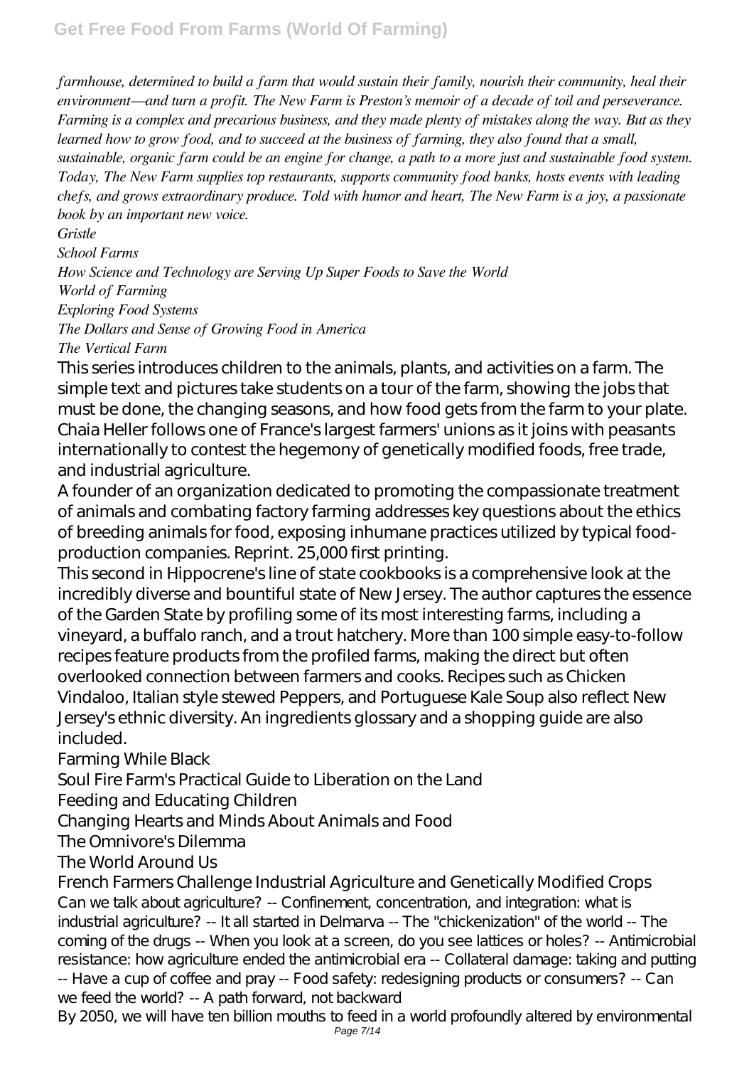*farmhouse, determined to build a farm that would sustain their family, nourish their community, heal their environment—and turn a profit. The New Farm is Preston's memoir of a decade of toil and perseverance. Farming is a complex and precarious business, and they made plenty of mistakes along the way. But as they learned how to grow food, and to succeed at the business of farming, they also found that a small, sustainable, organic farm could be an engine for change, a path to a more just and sustainable food system. Today, The New Farm supplies top restaurants, supports community food banks, hosts events with leading chefs, and grows extraordinary produce. Told with humor and heart, The New Farm is a joy, a passionate book by an important new voice.*

*Gristle*

*School Farms*

*How Science and Technology are Serving Up Super Foods to Save the World*

*World of Farming*

*Exploring Food Systems*

*The Dollars and Sense of Growing Food in America*

*The Vertical Farm*

This series introduces children to the animals, plants, and activities on a farm. The simple text and pictures take students on a tour of the farm, showing the jobs that must be done, the changing seasons, and how food gets from the farm to your plate.

Chaia Heller follows one of France's largest farmers' unions as it joins with peasants internationally to contest the hegemony of genetically modified foods, free trade, and industrial agriculture.

A founder of an organization dedicated to promoting the compassionate treatment of animals and combating factory farming addresses key questions about the ethics of breeding animals for food, exposing inhumane practices utilized by typical food-production companies. Reprint. 25,000 first printing.

This second in Hippocrene's line of state cookbooks is a comprehensive look at the incredibly diverse and bountiful state of New Jersey. The author captures the essence of the Garden State by profiling some of its most interesting farms, including a vineyard, a buffalo ranch, and a trout hatchery. More than 100 simple easy-to-follow recipes feature products from the profiled farms, making the direct but often overlooked connection between farmers and cooks. Recipes such as Chicken Vindaloo, Italian style stewed Peppers, and Portuguese Kale Soup also reflect New Jersey's ethnic diversity. An ingredients glossary and a shopping guide are also included.

Farming While Black

Soul Fire Farm's Practical Guide to Liberation on the Land

Feeding and Educating Children

Changing Hearts and Minds About Animals and Food

The Omnivore's Dilemma

The World Around Us

French Farmers Challenge Industrial Agriculture and Genetically Modified Crops

Can we talk about agriculture? -- Confinement, concentration, and integration: what is industrial agriculture? -- It all started in Delmarva -- The "chickenization" of the world -- The coming of the drugs -- When you look at a screen, do you see lattices or holes? -- Antimicrobial resistance: how agriculture ended the antimicrobial era -- Collateral damage: taking and putting -- Have a cup of coffee and pray -- Food safety: redesigning products or consumers? -- Can we feed the world? -- A path forward, not backward

By 2050, we will have ten billion mouths to feed in a world profoundly altered by environmental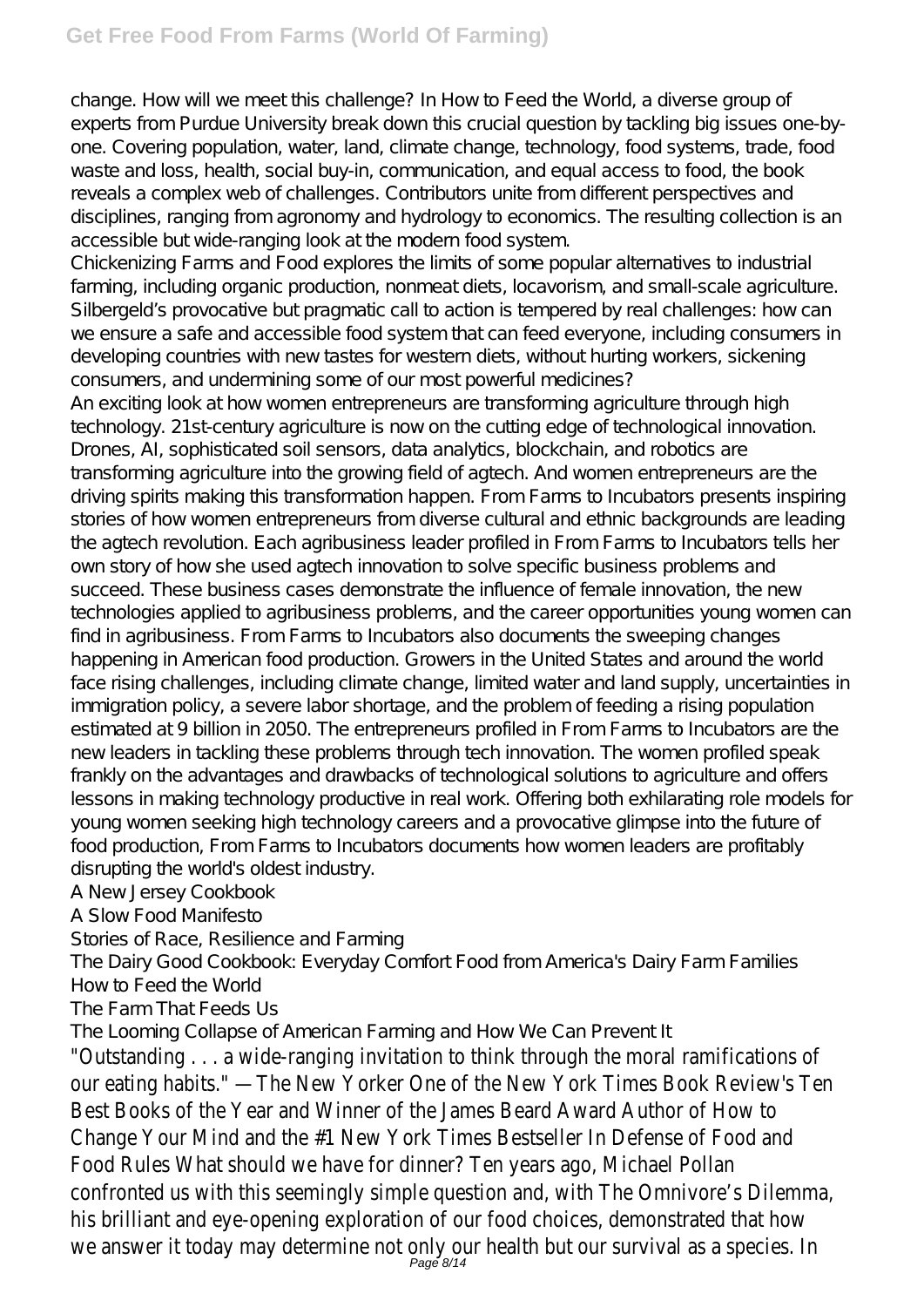change. How will we meet this challenge? In How to Feed the World, a diverse group of experts from Purdue University break down this crucial question by tackling big issues one-by-one. Covering population, water, land, climate change, technology, food systems, trade, food waste and loss, health, social buy-in, communication, and equal access to food, the book reveals a complex web of challenges. Contributors unite from different perspectives and disciplines, ranging from agronomy and hydrology to economics. The resulting collection is an accessible but wide-ranging look at the modern food system.

Chickenizing Farms and Food explores the limits of some popular alternatives to industrial farming, including organic production, nonmeat diets, locavorism, and small-scale agriculture. Silbergeld's provocative but pragmatic call to action is tempered by real challenges: how can we ensure a safe and accessible food system that can feed everyone, including consumers in developing countries with new tastes for western diets, without hurting workers, sickening consumers, and undermining some of our most powerful medicines?

An exciting look at how women entrepreneurs are transforming agriculture through high technology. 21st-century agriculture is now on the cutting edge of technological innovation. Drones, AI, sophisticated soil sensors, data analytics, blockchain, and robotics are transforming agriculture into the growing field of agtech. And women entrepreneurs are the driving spirits making this transformation happen. From Farms to Incubators presents inspiring stories of how women entrepreneurs from diverse cultural and ethnic backgrounds are leading the agtech revolution. Each agribusiness leader profiled in From Farms to Incubators tells her own story of how she used agtech innovation to solve specific business problems and succeed. These business cases demonstrate the influence of female innovation, the new technologies applied to agribusiness problems, and the career opportunities young women can find in agribusiness. From Farms to Incubators also documents the sweeping changes happening in American food production. Growers in the United States and around the world face rising challenges, including climate change, limited water and land supply, uncertainties in immigration policy, a severe labor shortage, and the problem of feeding a rising population estimated at 9 billion in 2050. The entrepreneurs profiled in From Farms to Incubators are the new leaders in tackling these problems through tech innovation. The women profiled speak frankly on the advantages and drawbacks of technological solutions to agriculture and offers lessons in making technology productive in real work. Offering both exhilarating role models for young women seeking high technology careers and a provocative glimpse into the future of food production, From Farms to Incubators documents how women leaders are profitably disrupting the world's oldest industry.

A New Jersey Cookbook

A Slow Food Manifesto

Stories of Race, Resilience and Farming

The Dairy Good Cookbook: Everyday Comfort Food from America's Dairy Farm Families

How to Feed the World

The Farm That Feeds Us

The Looming Collapse of American Farming and How We Can Prevent It

"Outstanding . . . a wide-ranging invitation to think through the moral ramifications of our eating habits." —The New Yorker One of the New York Times Book Review's Ten Best Books of the Year and Winner of the James Beard Award Author of How to Change Your Mind and the #1 New York Times Bestseller In Defense of Food and Food Rules What should we have for dinner? Ten years ago, Michael Pollan confronted us with this seemingly simple question and, with The Omnivore's Dilemma, his brilliant and eye-opening exploration of our food choices, demonstrated that how we answer it today may determine not only our health but our survival as a species. In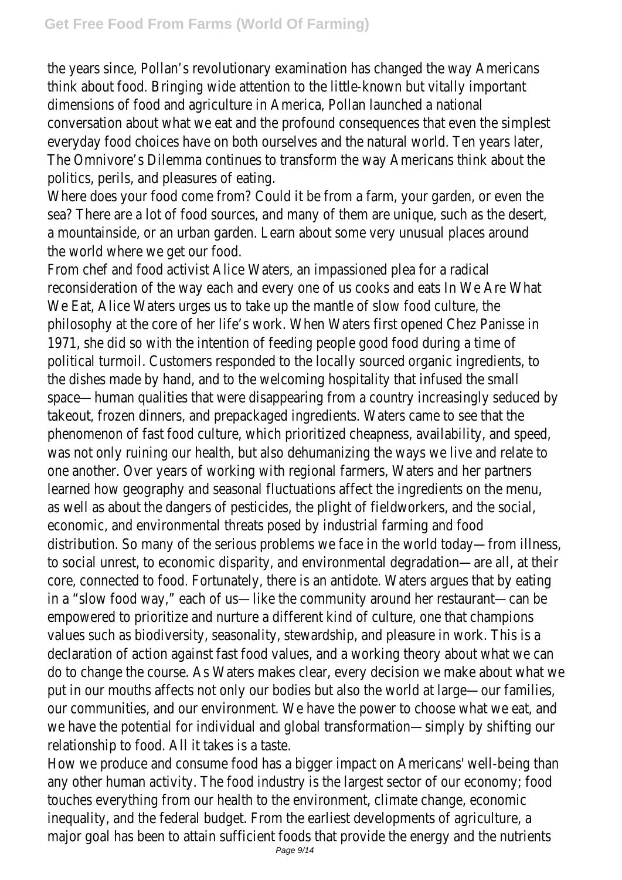the years since, Pollan's revolutionary examination has changed the way Americans think about food. Bringing wide attention to the little-known but vitally important dimensions of food and agriculture in America, Pollan launched a national conversation about what we eat and the profound consequences that even the simplest everyday food choices have on both ourselves and the natural world. Ten years later, The Omnivore's Dilemma continues to transform the way Americans think about the politics, perils, and pleasures of eating.

Where does your food come from? Could it be from a farm, your garden, or even the sea? There are a lot of food sources, and many of them are unique, such as the desert, a mountainside, or an urban garden. Learn about some very unusual places around the world where we get our food.

From chef and food activist Alice Waters, an impassioned plea for a radical reconsideration of the way each and every one of us cooks and eats In We Are What We Eat, Alice Waters urges us to take up the mantle of slow food culture, the philosophy at the core of her life's work. When Waters first opened Chez Panisse in 1971, she did so with the intention of feeding people good food during a time of political turmoil. Customers responded to the locally sourced organic ingredients, to the dishes made by hand, and to the welcoming hospitality that infused the small space—human qualities that were disappearing from a country increasingly seduced by takeout, frozen dinners, and prepackaged ingredients. Waters came to see that the phenomenon of fast food culture, which prioritized cheapness, availability, and speed, was not only ruining our health, but also dehumanizing the ways we live and relate to one another. Over years of working with regional farmers, Waters and her partners learned how geography and seasonal fluctuations affect the ingredients on the menu, as well as about the dangers of pesticides, the plight of fieldworkers, and the social, economic, and environmental threats posed by industrial farming and food distribution. So many of the serious problems we face in the world today—from illness, to social unrest, to economic disparity, and environmental degradation—are all, at their core, connected to food. Fortunately, there is an antidote. Waters argues that by eating in a "slow food way," each of us—like the community around her restaurant—can be empowered to prioritize and nurture a different kind of culture, one that champions values such as biodiversity, seasonality, stewardship, and pleasure in work. This is a declaration of action against fast food values, and a working theory about what we can do to change the course. As Waters makes clear, every decision we make about what we put in our mouths affects not only our bodies but also the world at large—our families, our communities, and our environment. We have the power to choose what we eat, and we have the potential for individual and global transformation—simply by shifting our relationship to food. All it takes is a taste.

How we produce and consume food has a bigger impact on Americans' well-being than any other human activity. The food industry is the largest sector of our economy; food touches everything from our health to the environment, climate change, economic inequality, and the federal budget. From the earliest developments of agriculture, a major goal has been to attain sufficient foods that provide the energy and the nutrients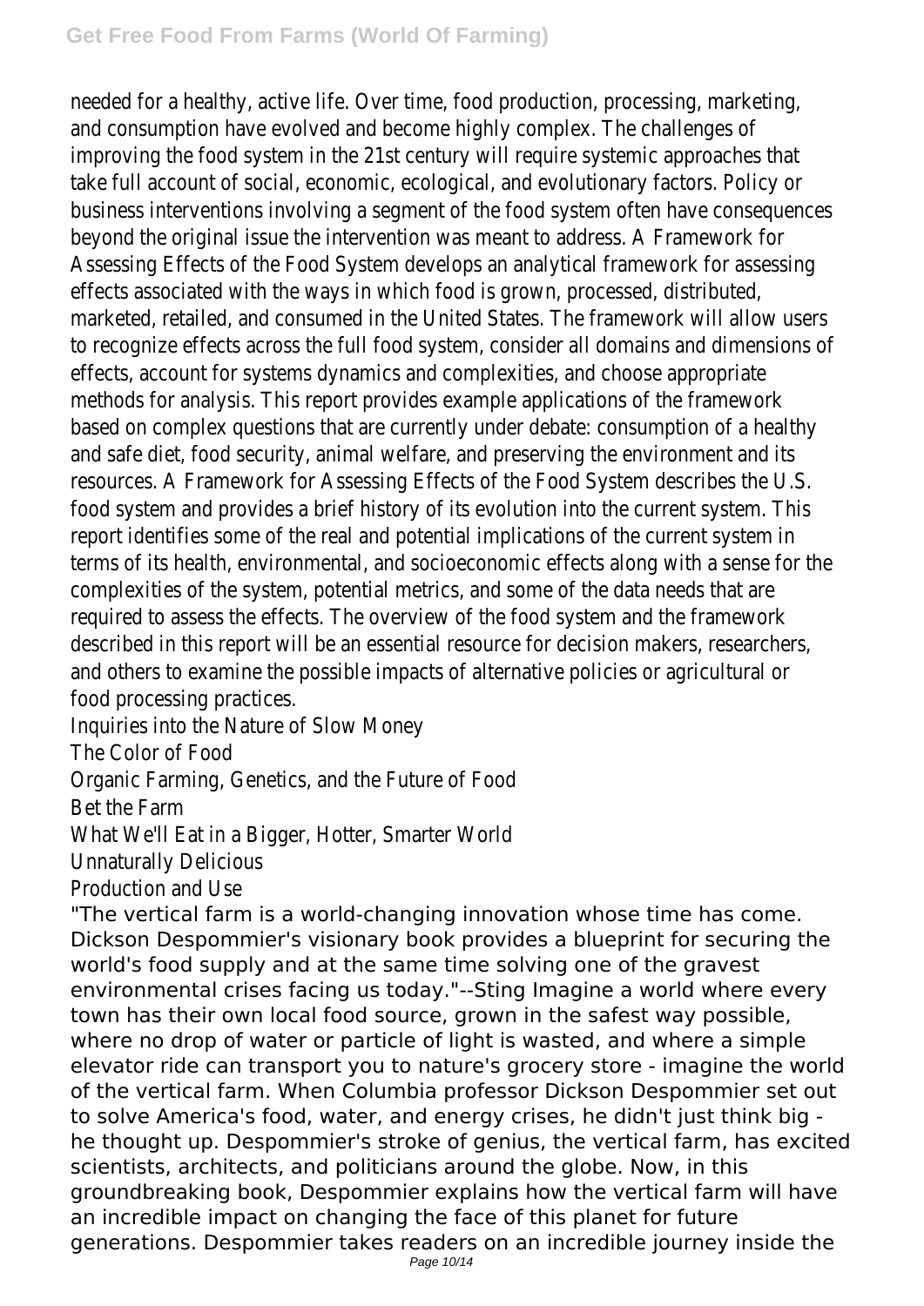needed for a healthy, active life. Over time, food production, processing, marketing, and consumption have evolved and become highly complex. The challenges of improving the food system in the 21st century will require systemic approaches that take full account of social, economic, ecological, and evolutionary factors. Policy or business interventions involving a segment of the food system often have consequences beyond the original issue the intervention was meant to address. A Framework for Assessing Effects of the Food System develops an analytical framework for assessing effects associated with the ways in which food is grown, processed, distributed, marketed, retailed, and consumed in the United States. The framework will allow users to recognize effects across the full food system, consider all domains and dimensions of effects, account for systems dynamics and complexities, and choose appropriate methods for analysis. This report provides example applications of the framework based on complex questions that are currently under debate: consumption of a healthy and safe diet, food security, animal welfare, and preserving the environment and its resources. A Framework for Assessing Effects of the Food System describes the U.S. food system and provides a brief history of its evolution into the current system. This report identifies some of the real and potential implications of the current system in terms of its health, environmental, and socioeconomic effects along with a sense for the complexities of the system, potential metrics, and some of the data needs that are required to assess the effects. The overview of the food system and the framework described in this report will be an essential resource for decision makers, researchers, and others to examine the possible impacts of alternative policies or agricultural or food processing practices.

Inquiries into the Nature of Slow Money

The Color of Food

Organic Farming, Genetics, and the Future of Food

Bet the Farm

What We'll Eat in a Bigger, Hotter, Smarter World

Unnaturally Delicious

Production and Use

"The vertical farm is a world-changing innovation whose time has come. Dickson Despommier's visionary book provides a blueprint for securing the world's food supply and at the same time solving one of the gravest environmental crises facing us today."--Sting Imagine a world where every town has their own local food source, grown in the safest way possible, where no drop of water or particle of light is wasted, and where a simple elevator ride can transport you to nature's grocery store - imagine the world of the vertical farm. When Columbia professor Dickson Despommier set out to solve America's food, water, and energy crises, he didn't just think big - he thought up. Despommier's stroke of genius, the vertical farm, has excited scientists, architects, and politicians around the globe. Now, in this groundbreaking book, Despommier explains how the vertical farm will have an incredible impact on changing the face of this planet for future generations. Despommier takes readers on an incredible journey inside the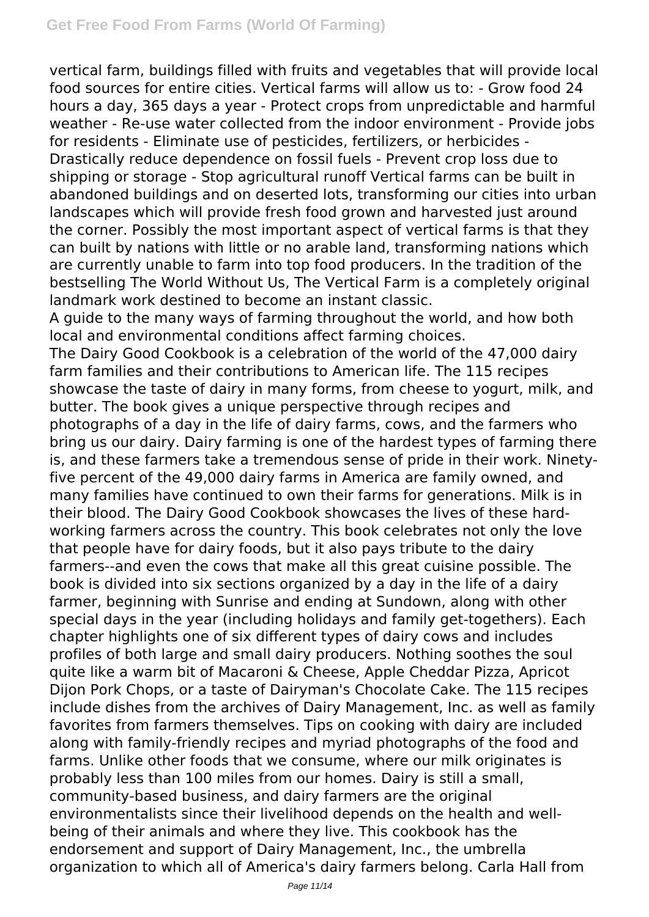vertical farm, buildings filled with fruits and vegetables that will provide local food sources for entire cities. Vertical farms will allow us to: - Grow food 24 hours a day, 365 days a year - Protect crops from unpredictable and harmful weather - Re-use water collected from the indoor environment - Provide jobs for residents - Eliminate use of pesticides, fertilizers, or herbicides - Drastically reduce dependence on fossil fuels - Prevent crop loss due to shipping or storage - Stop agricultural runoff Vertical farms can be built in abandoned buildings and on deserted lots, transforming our cities into urban landscapes which will provide fresh food grown and harvested just around the corner. Possibly the most important aspect of vertical farms is that they can built by nations with little or no arable land, transforming nations which are currently unable to farm into top food producers. In the tradition of the bestselling The World Without Us, The Vertical Farm is a completely original landmark work destined to become an instant classic.

A guide to the many ways of farming throughout the world, and how both local and environmental conditions affect farming choices.

The Dairy Good Cookbook is a celebration of the world of the 47,000 dairy farm families and their contributions to American life. The 115 recipes showcase the taste of dairy in many forms, from cheese to yogurt, milk, and butter. The book gives a unique perspective through recipes and photographs of a day in the life of dairy farms, cows, and the farmers who bring us our dairy. Dairy farming is one of the hardest types of farming there is, and these farmers take a tremendous sense of pride in their work. Ninety-five percent of the 49,000 dairy farms in America are family owned, and many families have continued to own their farms for generations. Milk is in their blood. The Dairy Good Cookbook showcases the lives of these hard-working farmers across the country. This book celebrates not only the love that people have for dairy foods, but it also pays tribute to the dairy farmers--and even the cows that make all this great cuisine possible. The book is divided into six sections organized by a day in the life of a dairy farmer, beginning with Sunrise and ending at Sundown, along with other special days in the year (including holidays and family get-togethers). Each chapter highlights one of six different types of dairy cows and includes profiles of both large and small dairy producers. Nothing soothes the soul quite like a warm bit of Macaroni & Cheese, Apple Cheddar Pizza, Apricot Dijon Pork Chops, or a taste of Dairyman's Chocolate Cake. The 115 recipes include dishes from the archives of Dairy Management, Inc. as well as family favorites from farmers themselves. Tips on cooking with dairy are included along with family-friendly recipes and myriad photographs of the food and farms. Unlike other foods that we consume, where our milk originates is probably less than 100 miles from our homes. Dairy is still a small, community-based business, and dairy farmers are the original environmentalists since their livelihood depends on the health and well-being of their animals and where they live. This cookbook has the endorsement and support of Dairy Management, Inc., the umbrella organization to which all of America's dairy farmers belong. Carla Hall from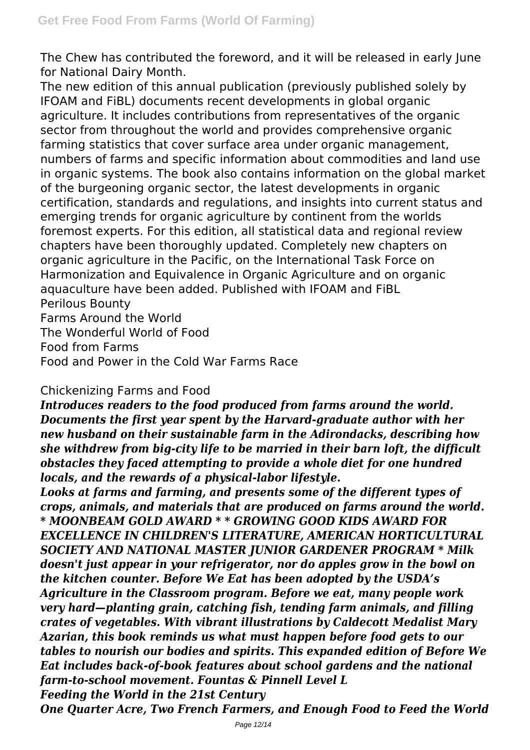The Chew has contributed the foreword, and it will be released in early June for National Dairy Month.

The new edition of this annual publication (previously published solely by IFOAM and FiBL) documents recent developments in global organic agriculture. It includes contributions from representatives of the organic sector from throughout the world and provides comprehensive organic farming statistics that cover surface area under organic management, numbers of farms and specific information about commodities and land use in organic systems. The book also contains information on the global market of the burgeoning organic sector, the latest developments in organic certification, standards and regulations, and insights into current status and emerging trends for organic agriculture by continent from the worlds foremost experts. For this edition, all statistical data and regional review chapters have been thoroughly updated. Completely new chapters on organic agriculture in the Pacific, on the International Task Force on Harmonization and Equivalence in Organic Agriculture and on organic aquaculture have been added. Published with IFOAM and FiBL

Perilous Bounty

Farms Around the World

The Wonderful World of Food

Food from Farms

Food and Power in the Cold War Farms Race

Chickenizing Farms and Food

***Introduces readers to the food produced from farms around the world. Documents the first year spent by the Harvard-graduate author with her new husband on their sustainable farm in the Adirondacks, describing how she withdrew from big-city life to be married in their barn loft, the difficult obstacles they faced attempting to provide a whole diet for one hundred locals, and the rewards of a physical-labor lifestyle.***

***Looks at farms and farming, and presents some of the different types of crops, animals, and materials that are produced on farms around the world. \* MOONBEAM GOLD AWARD \* \* GROWING GOOD KIDS AWARD FOR EXCELLENCE IN CHILDREN'S LITERATURE, AMERICAN HORTICULTURAL SOCIETY AND NATIONAL MASTER JUNIOR GARDENER PROGRAM \* Milk doesn't just appear in your refrigerator, nor do apples grow in the bowl on the kitchen counter. Before We Eat has been adopted by the USDA's Agriculture in the Classroom program. Before we eat, many people work very hard—planting grain, catching fish, tending farm animals, and filling crates of vegetables. With vibrant illustrations by Caldecott Medalist Mary Azarian, this book reminds us what must happen before food gets to our tables to nourish our bodies and spirits. This expanded edition of Before We Eat includes back-of-book features about school gardens and the national farm-to-school movement. Fountas & Pinnell Level L***

***Feeding the World in the 21st Century***

***One Quarter Acre, Two French Farmers, and Enough Food to Feed the World***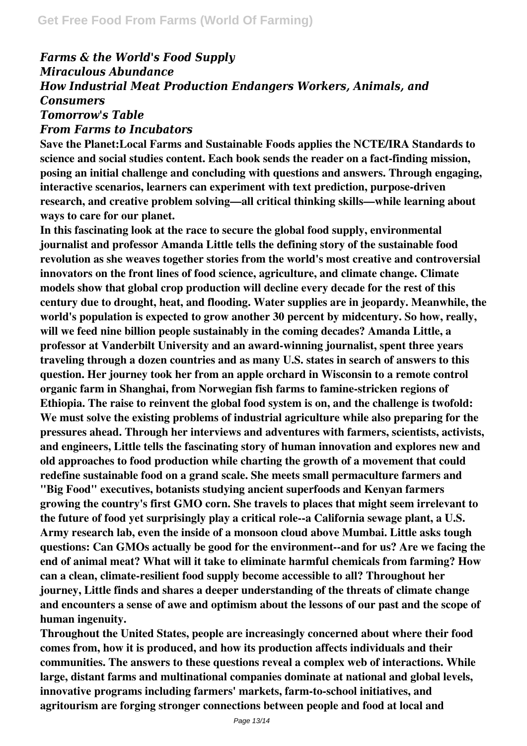*Farms & the World's Food Supply*
*Miraculous Abundance*
*How Industrial Meat Production Endangers Workers, Animals, and Consumers*
*Tomorrow's Table*
*From Farms to Incubators*

**Save the Planet:Local Farms and Sustainable Foods applies the NCTE/IRA Standards to science and social studies content. Each book sends the reader on a fact-finding mission, posing an initial challenge and concluding with questions and answers. Through engaging, interactive scenarios, learners can experiment with text prediction, purpose-driven research, and creative problem solving—all critical thinking skills—while learning about ways to care for our planet.**

**In this fascinating look at the race to secure the global food supply, environmental journalist and professor Amanda Little tells the defining story of the sustainable food revolution as she weaves together stories from the world's most creative and controversial innovators on the front lines of food science, agriculture, and climate change. Climate models show that global crop production will decline every decade for the rest of this century due to drought, heat, and flooding. Water supplies are in jeopardy. Meanwhile, the world's population is expected to grow another 30 percent by midcentury. So how, really, will we feed nine billion people sustainably in the coming decades? Amanda Little, a professor at Vanderbilt University and an award-winning journalist, spent three years traveling through a dozen countries and as many U.S. states in search of answers to this question. Her journey took her from an apple orchard in Wisconsin to a remote control organic farm in Shanghai, from Norwegian fish farms to famine-stricken regions of Ethiopia. The raise to reinvent the global food system is on, and the challenge is twofold: We must solve the existing problems of industrial agriculture while also preparing for the pressures ahead. Through her interviews and adventures with farmers, scientists, activists, and engineers, Little tells the fascinating story of human innovation and explores new and old approaches to food production while charting the growth of a movement that could redefine sustainable food on a grand scale. She meets small permaculture farmers and "Big Food" executives, botanists studying ancient superfoods and Kenyan farmers growing the country's first GMO corn. She travels to places that might seem irrelevant to the future of food yet surprisingly play a critical role--a California sewage plant, a U.S. Army research lab, even the inside of a monsoon cloud above Mumbai. Little asks tough questions: Can GMOs actually be good for the environment--and for us? Are we facing the end of animal meat? What will it take to eliminate harmful chemicals from farming? How can a clean, climate-resilient food supply become accessible to all? Throughout her journey, Little finds and shares a deeper understanding of the threats of climate change and encounters a sense of awe and optimism about the lessons of our past and the scope of human ingenuity.**

**Throughout the United States, people are increasingly concerned about where their food comes from, how it is produced, and how its production affects individuals and their communities. The answers to these questions reveal a complex web of interactions. While large, distant farms and multinational companies dominate at national and global levels, innovative programs including farmers' markets, farm-to-school initiatives, and agritourism are forging stronger connections between people and food at local and**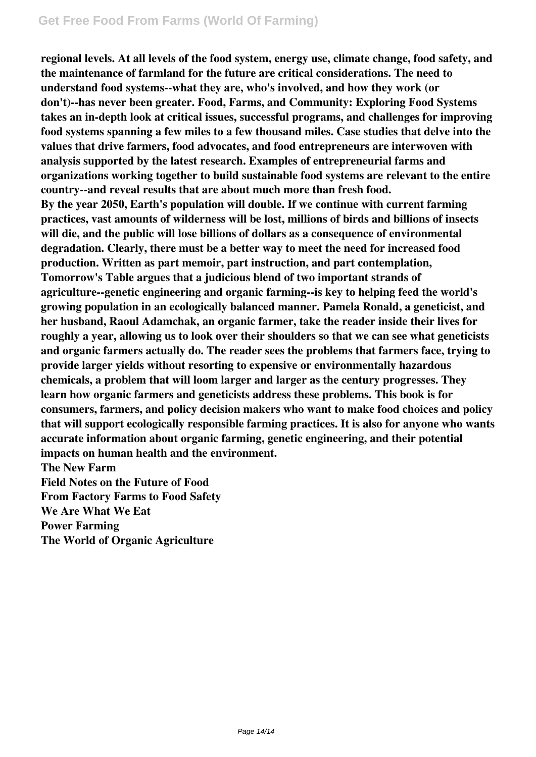**regional levels. At all levels of the food system, energy use, climate change, food safety, and the maintenance of farmland for the future are critical considerations. The need to understand food systems--what they are, who's involved, and how they work (or don't)--has never been greater. Food, Farms, and Community: Exploring Food Systems takes an in-depth look at critical issues, successful programs, and challenges for improving food systems spanning a few miles to a few thousand miles. Case studies that delve into the values that drive farmers, food advocates, and food entrepreneurs are interwoven with analysis supported by the latest research. Examples of entrepreneurial farms and organizations working together to build sustainable food systems are relevant to the entire country--and reveal results that are about much more than fresh food.**

**By the year 2050, Earth's population will double. If we continue with current farming practices, vast amounts of wilderness will be lost, millions of birds and billions of insects will die, and the public will lose billions of dollars as a consequence of environmental degradation. Clearly, there must be a better way to meet the need for increased food production. Written as part memoir, part instruction, and part contemplation, Tomorrow's Table argues that a judicious blend of two important strands of agriculture--genetic engineering and organic farming--is key to helping feed the world's growing population in an ecologically balanced manner. Pamela Ronald, a geneticist, and her husband, Raoul Adamchak, an organic farmer, take the reader inside their lives for roughly a year, allowing us to look over their shoulders so that we can see what geneticists and organic farmers actually do. The reader sees the problems that farmers face, trying to provide larger yields without resorting to expensive or environmentally hazardous chemicals, a problem that will loom larger and larger as the century progresses. They learn how organic farmers and geneticists address these problems. This book is for consumers, farmers, and policy decision makers who want to make food choices and policy that will support ecologically responsible farming practices. It is also for anyone who wants accurate information about organic farming, genetic engineering, and their potential impacts on human health and the environment.**

**The New Farm**
**Field Notes on the Future of Food**
**From Factory Farms to Food Safety**
**We Are What We Eat**
**Power Farming**
**The World of Organic Agriculture**